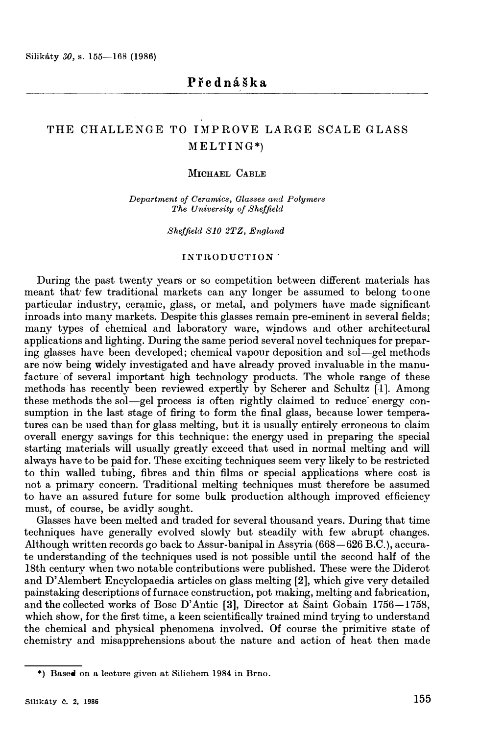Přednáška

# THE CHALLENGE TO IMPROVE LARGE SCALE GLASS MELTING*)

MICHAEL CABLE

*Department of Ceramics, Glasses and Polymers*
*The University of Sheffield*

*Sheffield S10 2TZ, England*

## INTRODUCTION

During the past twenty years or so competition between different materials has meant that few traditional markets can any longer be assumed to belong to one particular industry, ceramic, glass, or metal, and polymers have made significant inroads into many markets. Despite this glasses remain pre-eminent in several fields; many types of chemical and laboratory ware, windows and other architectural applications and lighting. During the same period several novel techniques for preparing glasses have been developed; chemical vapour deposition and sol—gel methods are now being widely investigated and have already proved invaluable in the manufacture of several important high technology products. The whole range of these methods has recently been reviewed expertly by Scherer and Schultz [1]. Among these methods the sol—gel process is often rightly claimed to reduce energy consumption in the last stage of firing to form the final glass, because lower temperatures can be used than for glass melting, but it is usually entirely erroneous to claim overall energy savings for this technique: the energy used in preparing the special starting materials will usually greatly exceed that used in normal melting and will always have to be paid for. These exciting techniques seem very likely to be restricted to thin walled tubing, fibres and thin films or special applications where cost is not a primary concern. Traditional melting techniques must therefore be assumed to have an assured future for some bulk production although improved efficiency must, of course, be avidly sought.

Glasses have been melted and traded for several thousand years. During that time techniques have generally evolved slowly but steadily with few abrupt changes. Although written records go back to Assur-banipal in Assyria (668—626 B.C.), accurate understanding of the techniques used is not possible until the second half of the 18th century when two notable contributions were published. These were the Diderot and D'Alembert Encyclopaedia articles on glass melting [2], which give very detailed painstaking descriptions of furnace construction, pot making, melting and fabrication, and the collected works of Bosc D'Antic [3], Director at Saint Gobain 1756—1758, which show, for the first time, a keen scientifically trained mind trying to understand the chemical and physical phenomena involved. Of course the primitive state of chemistry and misapprehensions about the nature and action of heat then made

*) Based on a lecture given at Silichem 1984 in Brno.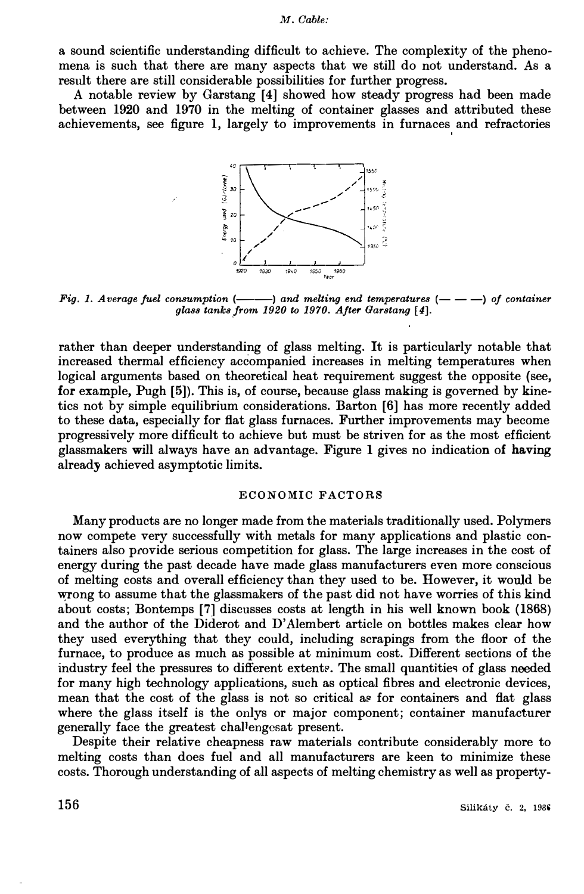a sound scientific understanding difficult to achieve. The complexity of the phenomena is such that there are many aspects that we still do not understand. As a result there are still considerable possibilities for further progress.

A notable review by Garstang [4] showed how steady progress had been made between 1920 and 1970 in the melting of container glasses and attributed these achievements, see figure 1, largely to improvements in furnaces and refractories

*Fig. 1. Average fuel consumption (———) and melting end temperatures (— — —) of container glass tanks from 1920 to 1970. After Garstang [4].*

rather than deeper understanding of glass melting. It is particularly notable that increased thermal efficiency accompanied increases in melting temperatures when logical arguments based on theoretical heat requirement suggest the opposite (see, for example, Pugh [5]). This is, of course, because glass making is governed by kinetics not by simple equilibrium considerations. Barton [6] has more recently added to these data, especially for flat glass furnaces. Further improvements may become progressively more difficult to achieve but must be striven for as the most efficient glassmakers will always have an advantage. Figure 1 gives no indication of having already achieved asymptotic limits.

## ECONOMIC FACTORS

Many products are no longer made from the materials traditionally used. Polymers now compete very successfully with metals for many applications and plastic containers also provide serious competition for glass. The large increases in the cost of energy during the past decade have made glass manufacturers even more conscious of melting costs and overall efficiency than they used to be. However, it would be wrong to assume that the glassmakers of the past did not have worries of this kind about costs; Bontemps [7] discusses costs at length in his well known book (1868) and the author of the Diderot and D'Alembert article on bottles makes clear how they used everything that they could, including scrapings from the floor of the furnace, to produce as much as possible at minimum cost. Different sections of the industry feel the pressures to different extents. The small quantities of glass needed for many high technology applications, such as optical fibres and electronic devices, mean that the cost of the glass is not so critical as for containers and flat glass where the glass itself is the onlys or major component; container manufacturer generally face the greatest challengesat present.

Despite their relative cheapness raw materials contribute considerably more to melting costs than does fuel and all manufacturers are keen to minimize these costs. Thorough understanding of all aspects of melting chemistry as well as property-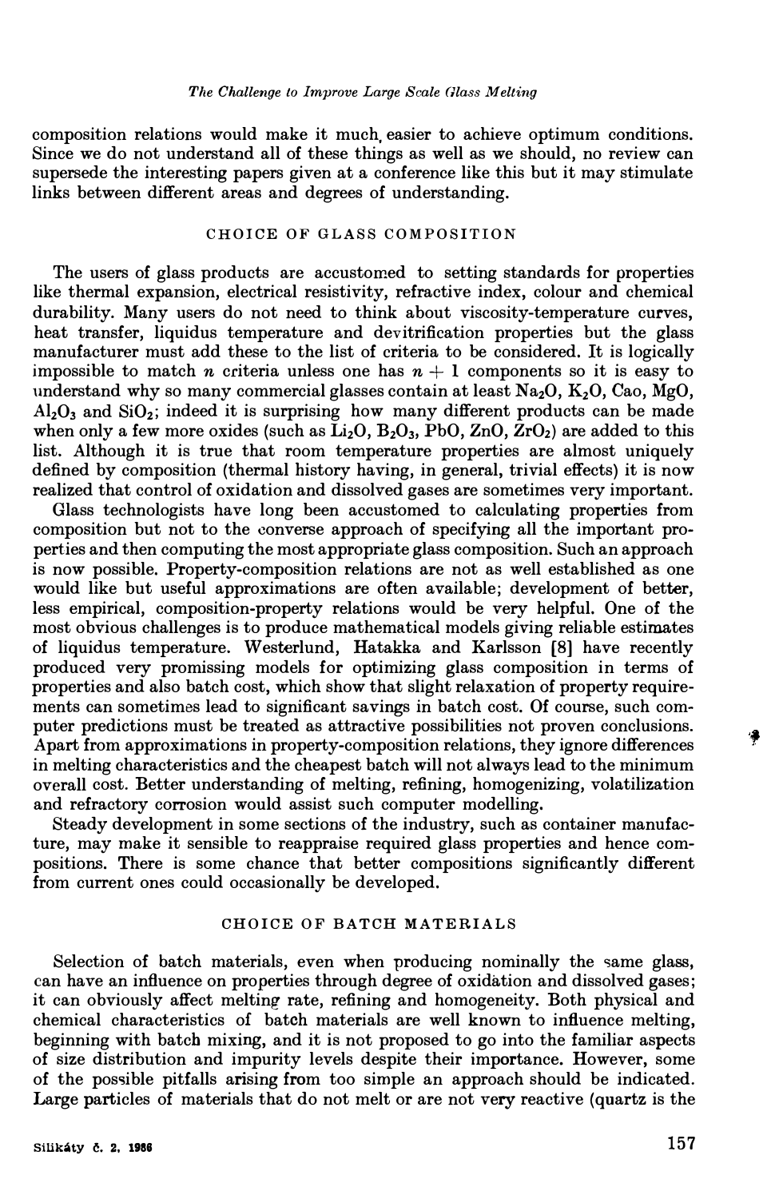composition relations would make it much easier to achieve optimum conditions. Since we do not understand all of these things as well as we should, no review can supersede the interesting papers given at a conference like this but it may stimulate links between different areas and degrees of understanding.

## CHOICE OF GLASS COMPOSITION

The users of glass products are accustomed to setting standards for properties like thermal expansion, electrical resistivity, refractive index, colour and chemical durability. Many users do not need to think about viscosity-temperature curves, heat transfer, liquidus temperature and devitrification properties but the glass manufacturer must add these to the list of criteria to be considered. It is logically impossible to match $n$ criteria unless one has $n + 1$ components so it is easy to understand why so many commercial glasses contain at least $Na_2O$, $K_2O$, CaO, MgO, $Al_2O_3$ and $SiO_2$; indeed it is surprising how many different products can be made when only a few more oxides (such as $Li_2O$, $B_2O_3$, PbO, ZnO, $ZrO_2$) are added to this list. Although it is true that room temperature properties are almost uniquely defined by composition (thermal history having, in general, trivial effects) it is now realized that control of oxidation and dissolved gases are sometimes very important.

Glass technologists have long been accustomed to calculating properties from composition but not to the converse approach of specifying all the important properties and then computing the most appropriate glass composition. Such an approach is now possible. Property-composition relations are not as well established as one would like but useful approximations are often available; development of better, less empirical, composition-property relations would be very helpful. One of the most obvious challenges is to produce mathematical models giving reliable estimates of liquidus temperature. Westerlund, Hatakka and Karlsson [8] have recently produced very promising models for optimizing glass composition in terms of properties and also batch cost, which show that slight relaxation of property requirements can sometimes lead to significant savings in batch cost. Of course, such computer predictions must be treated as attractive possibilities not proven conclusions. Apart from approximations in property-composition relations, they ignore differences in melting characteristics and the cheapest batch will not always lead to the minimum overall cost. Better understanding of melting, refining, homogenizing, volatilization and refractory corrosion would assist such computer modelling.

Steady development in some sections of the industry, such as container manufacture, may make it sensible to reappraise required glass properties and hence compositions. There is some chance that better compositions significantly different from current ones could occasionally be developed.

## CHOICE OF BATCH MATERIALS

Selection of batch materials, even when producing nominally the same glass, can have an influence on properties through degree of oxidation and dissolved gases; it can obviously affect melting rate, refining and homogeneity. Both physical and chemical characteristics of batch materials are well known to influence melting, beginning with batch mixing, and it is not proposed to go into the familiar aspects of size distribution and impurity levels despite their importance. However, some of the possible pitfalls arising from too simple an approach should be indicated. Large particles of materials that do not melt or are not very reactive (quartz is the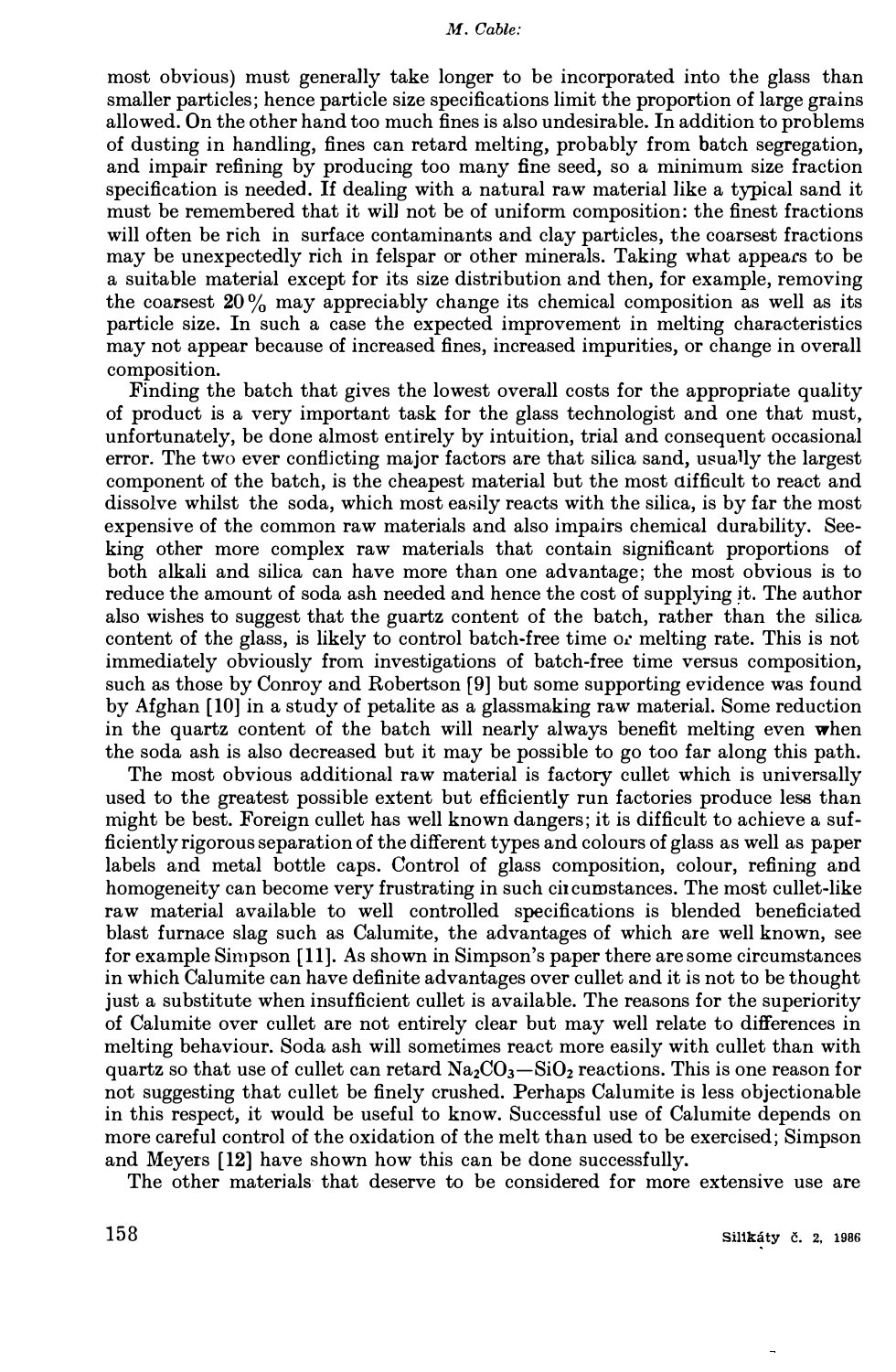most obvious) must generally take longer to be incorporated into the glass than smaller particles; hence particle size specifications limit the proportion of large grains allowed. On the other hand too much fines is also undesirable. In addition to problems of dusting in handling, fines can retard melting, probably from batch segregation, and impair refining by producing too many fine seed, so a minimum size fraction specification is needed. If dealing with a natural raw material like a typical sand it must be remembered that it will not be of uniform composition: the finest fractions will often be rich in surface contaminants and clay particles, the coarsest fractions may be unexpectedly rich in felspar or other minerals. Taking what appears to be a suitable material except for its size distribution and then, for example, removing the coarsest 20% may appreciably change its chemical composition as well as its particle size. In such a case the expected improvement in melting characteristics may not appear because of increased fines, increased impurities, or change in overall composition.

Finding the batch that gives the lowest overall costs for the appropriate quality of product is a very important task for the glass technologist and one that must, unfortunately, be done almost entirely by intuition, trial and consequent occasional error. The two ever conflicting major factors are that silica sand, usually the largest component of the batch, is the cheapest material but the most difficult to react and dissolve whilst the soda, which most easily reacts with the silica, is by far the most expensive of the common raw materials and also impairs chemical durability. Seeking other more complex raw materials that contain significant proportions of both alkali and silica can have more than one advantage; the most obvious is to reduce the amount of soda ash needed and hence the cost of supplying it. The author also wishes to suggest that the guartz content of the batch, rather than the silica content of the glass, is likely to control batch-free time or melting rate. This is not immediately obviously from investigations of batch-free time versus composition, such as those by Conroy and Robertson [9] but some supporting evidence was found by Afghan [10] in a study of petalite as a glassmaking raw material. Some reduction in the quartz content of the batch will nearly always benefit melting even when the soda ash is also decreased but it may be possible to go too far along this path.

The most obvious additional raw material is factory cullet which is universally used to the greatest possible extent but efficiently run factories produce less than might be best. Foreign cullet has well known dangers; it is difficult to achieve a sufficiently rigorous separation of the different types and colours of glass as well as paper labels and metal bottle caps. Control of glass composition, colour, refining and homogeneity can become very frustrating in such circumstances. The most cullet-like raw material available to well controlled specifications is blended beneficiated blast furnace slag such as Calumite, the advantages of which are well known, see for example Simpson [11]. As shown in Simpson's paper there are some circumstances in which Calumite can have definite advantages over cullet and it is not to be thought just a substitute when insufficient cullet is available. The reasons for the superiority of Calumite over cullet are not entirely clear but may well relate to differences in melting behaviour. Soda ash will sometimes react more easily with cullet than with quartz so that use of cullet can retard $Na_2CO_3$—$SiO_2$ reactions. This is one reason for not suggesting that cullet be finely crushed. Perhaps Calumite is less objectionable in this respect, it would be useful to know. Successful use of Calumite depends on more careful control of the oxidation of the melt than used to be exercised; Simpson and Meyers [12] have shown how this can be done successfully.

The other materials that deserve to be considered for more extensive use are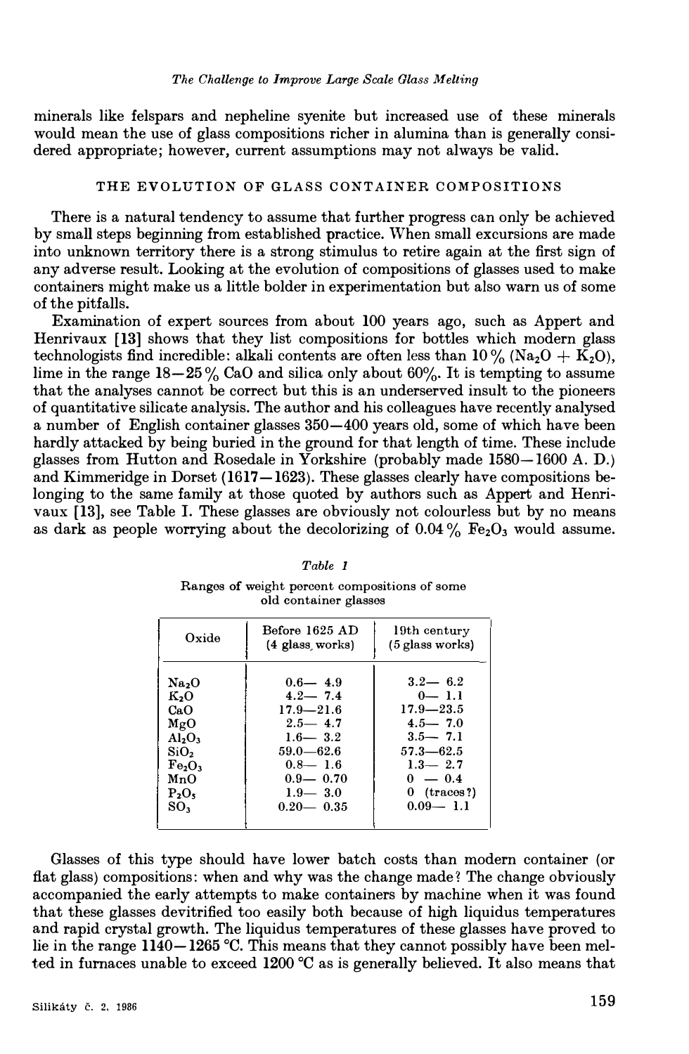minerals like felspars and nepheline syenite but increased use of these minerals would mean the use of glass compositions richer in alumina than is generally considered appropriate; however, current assumptions may not always be valid.

## THE EVOLUTION OF GLASS CONTAINER COMPOSITIONS

There is a natural tendency to assume that further progress can only be achieved by small steps beginning from established practice. When small excursions are made into unknown territory there is a strong stimulus to retire again at the first sign of any adverse result. Looking at the evolution of compositions of glasses used to make containers might make us a little bolder in experimentation but also warn us of some of the pitfalls.

Examination of expert sources from about 100 years ago, such as Appert and Henrivaux [13] shows that they list compositions for bottles which modern glass technologists find incredible: alkali contents are often less than 10 % ($Na_2O$ + $K_2O$), lime in the range 18—25 % CaO and silica only about 60%. It is tempting to assume that the analyses cannot be correct but this is an underserved insult to the pioneers of quantitative silicate analysis. The author and his colleagues have recently analysed a number of English container glasses 350—400 years old, some of which have been hardly attacked by being buried in the ground for that length of time. These include glasses from Hutton and Rosedale in Yorkshire (probably made 1580—1600 A. D.) and Kimmeridge in Dorset (1617—1623). These glasses clearly have compositions belonging to the same family at those quoted by authors such as Appert and Henrivaux [13], see Table I. These glasses are obviously not colourless but by no means as dark as people worrying about the decolorizing of 0.04 % $Fe_2O_3$ would assume.

*Table 1*

Ranges of weight percent compositions of some old container glasses

| Oxide | Before 1625 AD (4 glass works) | 19th century (5 glass works) |
|---|---|---|
| $Na_2O$ | 0.6— 4.9 | 3.2— 6.2 |
| $K_2O$ | 4.2— 7.4 | 0— 1.1 |
| CaO | 17.9—21.6 | 17.9—23.5 |
| MgO | 2.5— 4.7 | 4.5— 7.0 |
| $Al_2O_3$ | 1.6— 3.2 | 3.5— 7.1 |
| $SiO_2$ | 59.0—62.6 | 57.3—62.5 |
| $Fe_2O_3$ | 0.8— 1.6 | 1.3— 2.7 |
| MnO | 0.9— 0.70 | 0 — 0.4 |
| $P_2O_5$ | 1.9— 3.0 | 0 (traces?) |
| $SO_3$ | 0.20— 0.35 | 0.09— 1.1 |

Glasses of this type should have lower batch costs than modern container (or flat glass) compositions: when and why was the change made? The change obviously accompanied the early attempts to make containers by machine when it was found that these glasses devitrified too easily both because of high liquidus temperatures and rapid crystal growth. The liquidus temperatures of these glasses have proved to lie in the range 1140—1265 °C. This means that they cannot possibly have been melted in furnaces unable to exceed 1200 °C as is generally believed. It also means that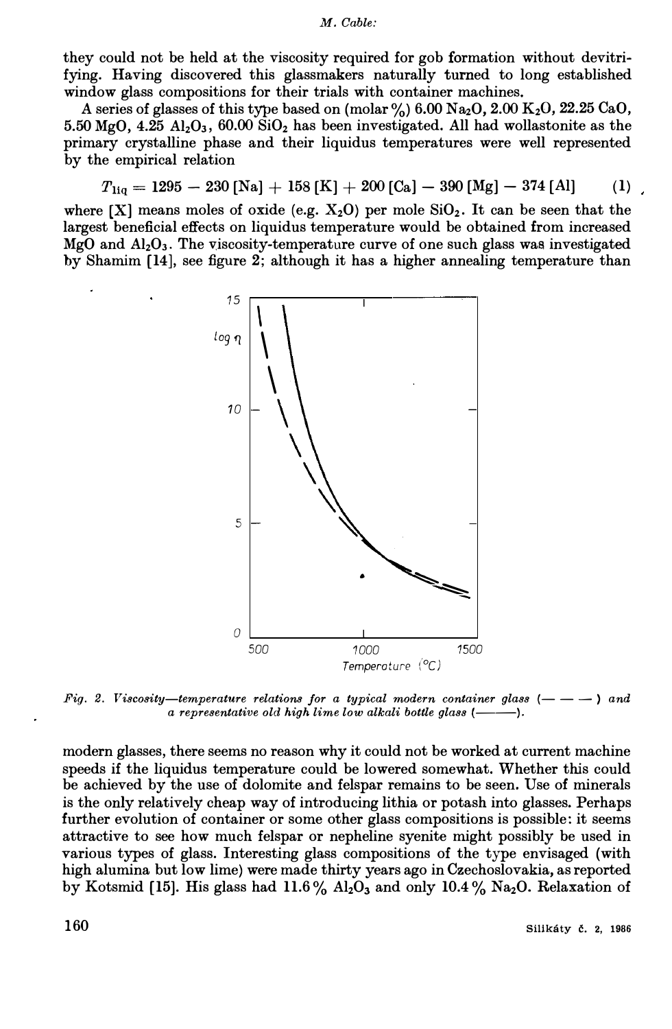they could not be held at the viscosity required for gob formation without devitrifying. Having discovered this glassmakers naturally turned to long established window glass compositions for their trials with container machines.

A series of glasses of this type based on (molar %) 6.00 $Na_2O$, 2.00 $K_2O$, 22.25 CaO, 5.50 MgO, 4.25 $Al_2O_3$, 60.00 $SiO_2$ has been investigated. All had wollastonite as the primary crystalline phase and their liquidus temperatures were well represented by the empirical relation

$$T_{liq} = 1295 - 230\,[Na] + 158\,[K] + 200\,[Ca] - 390\,[Mg] - 374\,[Al] \qquad (1)$$

where [X] means moles of oxide (e.g. $X_2O$) per mole $SiO_2$. It can be seen that the largest beneficial effects on liquidus temperature would be obtained from increased MgO and $Al_2O_3$. The viscosity-temperature curve of one such glass was investigated by Shamim [14], see figure 2; although it has a higher annealing temperature than modern glasses, there seems no reason why it could not be worked at current machine speeds if the liquidus temperature could be lowered somewhat. Whether this could be achieved by the use of dolomite and felspar remains to be seen. Use of minerals is the only relatively cheap way of introducing lithia or potash into glasses. Perhaps further evolution of container or some other glass compositions is possible: it seems attractive to see how much felspar or nepheline syenite might possibly be used in various types of glass. Interesting glass compositions of the type envisaged (with high alumina but low lime) were made thirty years ago in Czechoslovakia, as reported by Kotsmid [15]. His glass had 11.6 % $Al_2O_3$ and only 10.4 % $Na_2O$. Relaxation of

*Fig. 2. Viscosity—temperature relations for a typical modern container glass (— — —) and a representative old high lime low alkali bottle glass (———).*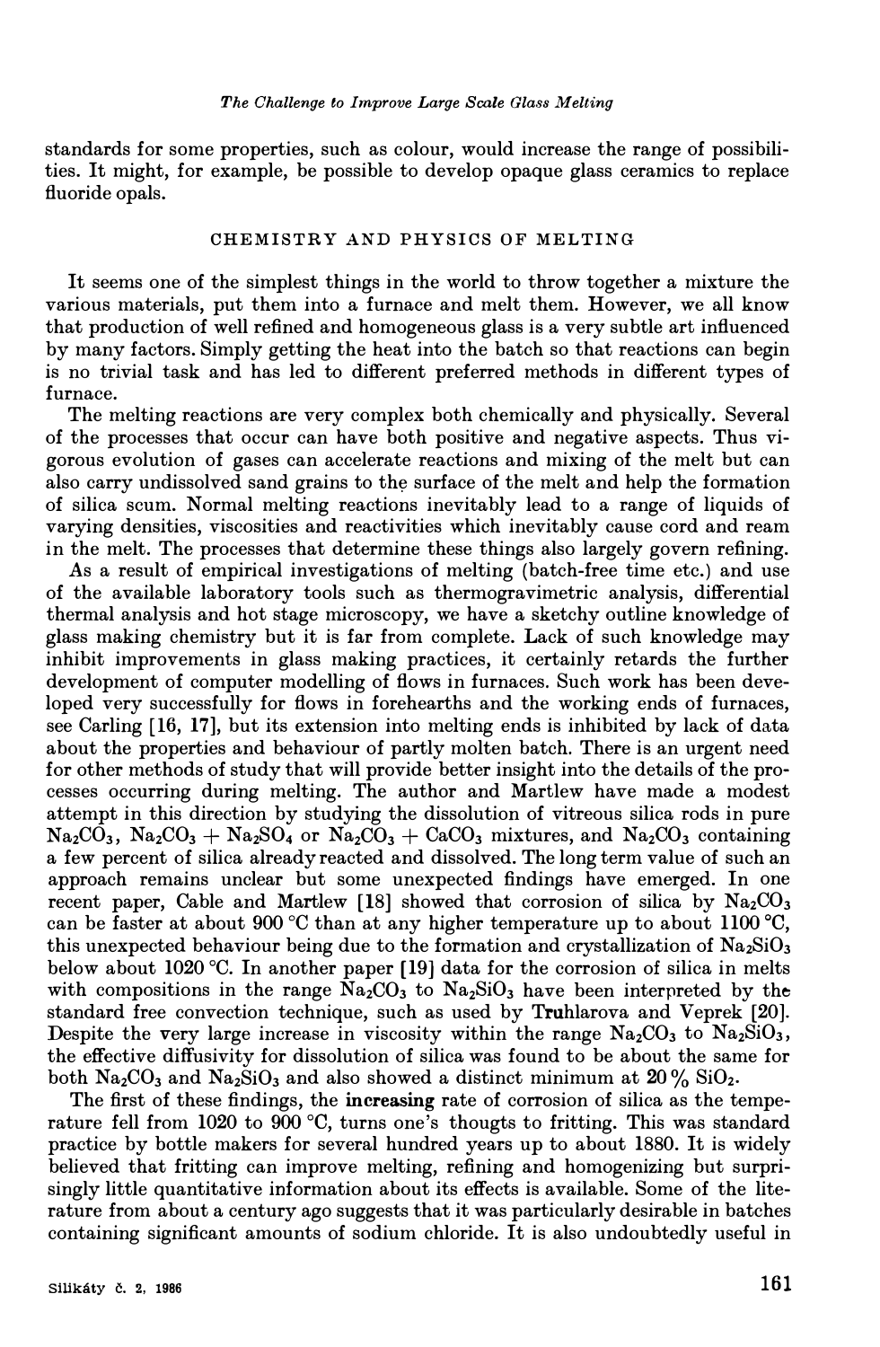standards for some properties, such as colour, would increase the range of possibilities. It might, for example, be possible to develop opaque glass ceramics to replace fluoride opals.

## CHEMISTRY AND PHYSICS OF MELTING

It seems one of the simplest things in the world to throw together a mixture the various materials, put them into a furnace and melt them. However, we all know that production of well refined and homogeneous glass is a very subtle art influenced by many factors. Simply getting the heat into the batch so that reactions can begin is no trivial task and has led to different preferred methods in different types of furnace.

The melting reactions are very complex both chemically and physically. Several of the processes that occur can have both positive and negative aspects. Thus vigorous evolution of gases can accelerate reactions and mixing of the melt but can also carry undissolved sand grains to the surface of the melt and help the formation of silica scum. Normal melting reactions inevitably lead to a range of liquids of varying densities, viscosities and reactivities which inevitably cause cord and ream in the melt. The processes that determine these things also largely govern refining.

As a result of empirical investigations of melting (batch-free time etc.) and use of the available laboratory tools such as thermogravimetric analysis, differential thermal analysis and hot stage microscopy, we have a sketchy outline knowledge of glass making chemistry but it is far from complete. Lack of such knowledge may inhibit improvements in glass making practices, it certainly retards the further development of computer modelling of flows in furnaces. Such work has been developed very successfully for flows in forehearths and the working ends of furnaces, see Carling [16, 17], but its extension into melting ends is inhibited by lack of data about the properties and behaviour of partly molten batch. There is an urgent need for other methods of study that will provide better insight into the details of the processes occurring during melting. The author and Martlew have made a modest attempt in this direction by studying the dissolution of vitreous silica rods in pure $Na_2CO_3$, $Na_2CO_3 + Na_2SO_4$ or $Na_2CO_3 + CaCO_3$ mixtures, and $Na_2CO_3$ containing a few percent of silica already reacted and dissolved. The long term value of such an approach remains unclear but some unexpected findings have emerged. In one recent paper, Cable and Martlew [18] showed that corrosion of silica by $Na_2CO_3$ can be faster at about 900 °C than at any higher temperature up to about 1100 °C, this unexpected behaviour being due to the formation and crystallization of $Na_2SiO_3$ below about 1020 °C. In another paper [19] data for the corrosion of silica in melts with compositions in the range $Na_2CO_3$ to $Na_2SiO_3$ have been interpreted by the standard free convection technique, such as used by Truhlarova and Veprek [20]. Despite the very large increase in viscosity within the range $Na_2CO_3$ to $Na_2SiO_3$, the effective diffusivity for dissolution of silica was found to be about the same for both $Na_2CO_3$ and $Na_2SiO_3$ and also showed a distinct minimum at 20 % $SiO_2$.

The first of these findings, the **increasing** rate of corrosion of silica as the temperature fell from 1020 to 900 °C, turns one's thougts to fritting. This was standard practice by bottle makers for several hundred years up to about 1880. It is widely believed that fritting can improve melting, refining and homogenizing but surprisingly little quantitative information about its effects is available. Some of the literature from about a century ago suggests that it was particularly desirable in batches containing significant amounts of sodium chloride. It is also undoubtedly useful in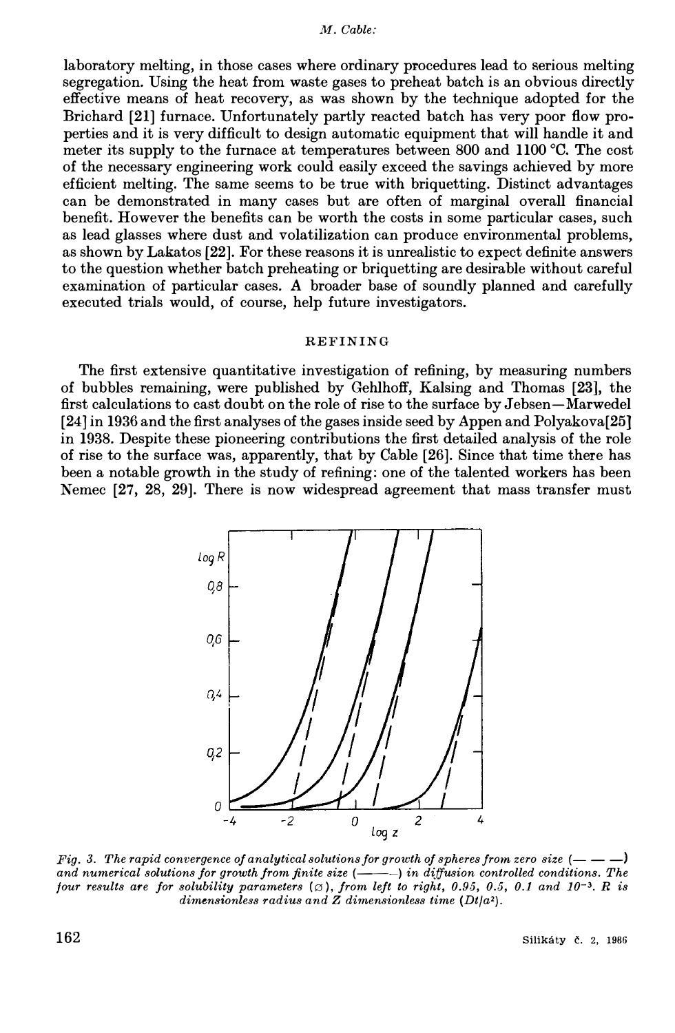laboratory melting, in those cases where ordinary procedures lead to serious melting segregation. Using the heat from waste gases to preheat batch is an obvious directly effective means of heat recovery, as was shown by the technique adopted for the Brichard [21] furnace. Unfortunately partly reacted batch has very poor flow properties and it is very difficult to design automatic equipment that will handle it and meter its supply to the furnace at temperatures between 800 and 1100 °C. The cost of the necessary engineering work could easily exceed the savings achieved by more efficient melting. The same seems to be true with briquetting. Distinct advantages can be demonstrated in many cases but are often of marginal overall financial benefit. However the benefits can be worth the costs in some particular cases, such as lead glasses where dust and volatilization can produce environmental problems, as shown by Lakatos [22]. For these reasons it is unrealistic to expect definite answers to the question whether batch preheating or briquetting are desirable without careful examination of particular cases. A broader base of soundly planned and carefully executed trials would, of course, help future investigators.

## REFINING

The first extensive quantitative investigation of refining, by measuring numbers of bubbles remaining, were published by Gehlhoff, Kalsing and Thomas [23], the first calculations to cast doubt on the role of rise to the surface by Jebsen—Marwedel [24] in 1936 and the first analyses of the gases inside seed by Appen and Polyakova [25] in 1938. Despite these pioneering contributions the first detailed analysis of the role of rise to the surface was, apparently, that by Cable [26]. Since that time there has been a notable growth in the study of refining: one of the talented workers has been Nemec [27, 28, 29]. There is now widespread agreement that mass transfer must

*Fig. 3. The rapid convergence of analytical solutions for growth of spheres from zero size (— — —) and numerical solutions for growth from finite size (———) in diffusion controlled conditions. The four results are for solubility parameters ($\varnothing$), from left to right, 0.95, 0.5, 0.1 and $10^{-3}$. R is dimensionless radius and Z dimensionless time ($Dt/a^2$).*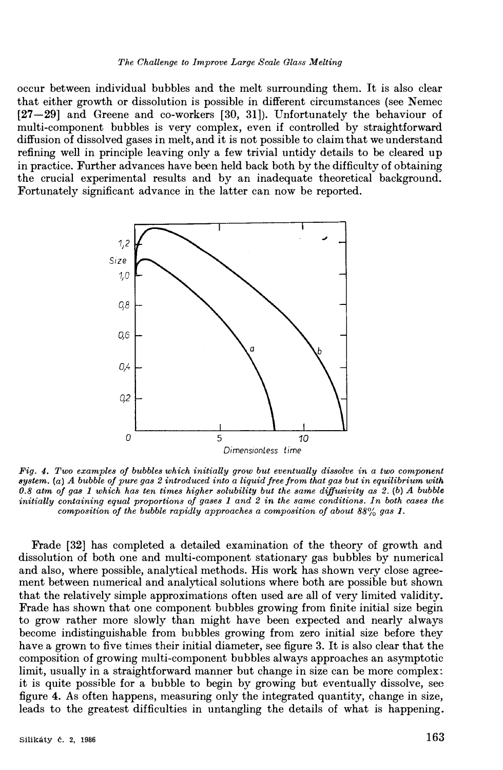occur between individual bubbles and the melt surrounding them. It is also clear that either growth or dissolution is possible in different circumstances (see Nemec [27—29] and Greene and co-workers [30, 31]). Unfortunately the behaviour of multi-component bubbles is very complex, even if controlled by straightforward diffusion of dissolved gases in melt, and it is not possible to claim that we understand refining well in principle leaving only a few trivial untidy details to be cleared up in practice. Further advances have been held back both by the difficulty of obtaining the crucial experimental results and by an inadequate theoretical background. Fortunately significant advance in the latter can now be reported.

*Fig. 4. Two examples of bubbles which initially grow but eventually dissolve in a two component system. (a) A bubble of pure gas 2 introduced into a liquid free from that gas but in equilibrium with 0.8 atm of gas 1 which has ten times higher solubility but the same diffusivity as 2. (b) A bubble initially containing equal proportions of gases 1 and 2 in the same conditions. In both cases the composition of the bubble rapidly approaches a composition of about 88% gas 1.*

Frade [32] has completed a detailed examination of the theory of growth and dissolution of both one and multi-component stationary gas bubbles by numerical and also, where possible, analytical methods. His work has shown very close agreement between numerical and analytical solutions where both are possible but shown that the relatively simple approximations often used are all of very limited validity. Frade has shown that one component bubbles growing from finite initial size begin to grow rather more slowly than might have been expected and nearly always become indistinguishable from bubbles growing from zero initial size before they have a grown to five times their initial diameter, see figure 3. It is also clear that the composition of growing multi-component bubbles always approaches an asymptotic limit, usually in a straightforward manner but change in size can be more complex: it is quite possible for a bubble to begin by growing but eventually dissolve, see figure 4. As often happens, measuring only the integrated quantity, change in size, leads to the greatest difficulties in untangling the details of what is happening.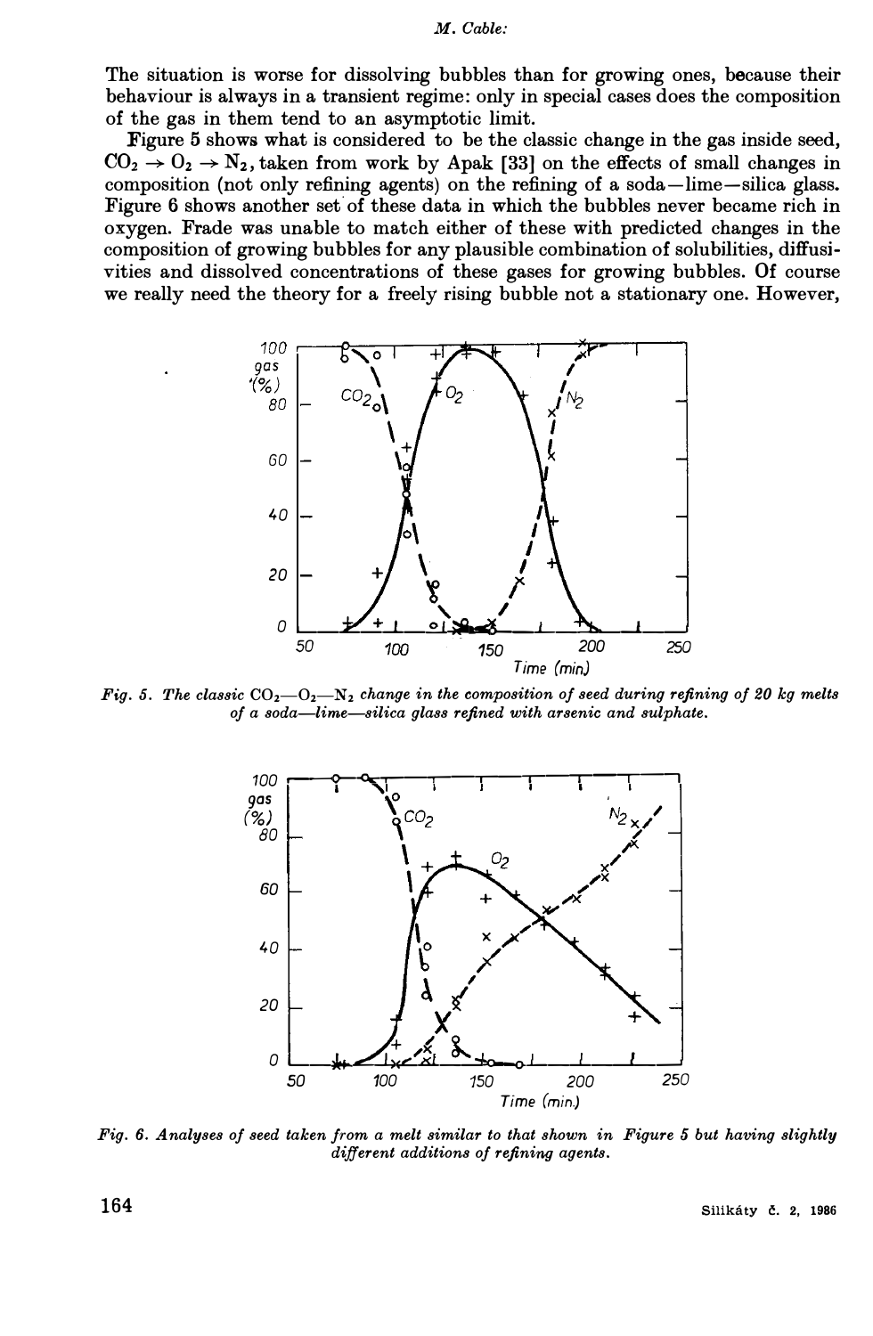The situation is worse for dissolving bubbles than for growing ones, because their behaviour is always in a transient regime: only in special cases does the composition of the gas in them tend to an asymptotic limit.

Figure 5 shows what is considered to be the classic change in the gas inside seed, $CO_2 \rightarrow O_2 \rightarrow N_2$, taken from work by Apak [33] on the effects of small changes in composition (not only refining agents) on the refining of a soda—lime—silica glass. Figure 6 shows another set of these data in which the bubbles never became rich in oxygen. Frade was unable to match either of these with predicted changes in the composition of growing bubbles for any plausible combination of solubilities, diffusivities and dissolved concentrations of these gases for growing bubbles. Of course we really need the theory for a freely rising bubble not a stationary one. However,

*Fig. 5. The classic $CO_2$—$O_2$—$N_2$ change in the composition of seed during refining of 20 kg melts of a soda—lime—silica glass refined with arsenic and sulphate.*

*Fig. 6. Analyses of seed taken from a melt similar to that shown in Figure 5 but having slightly different additions of refining agents.*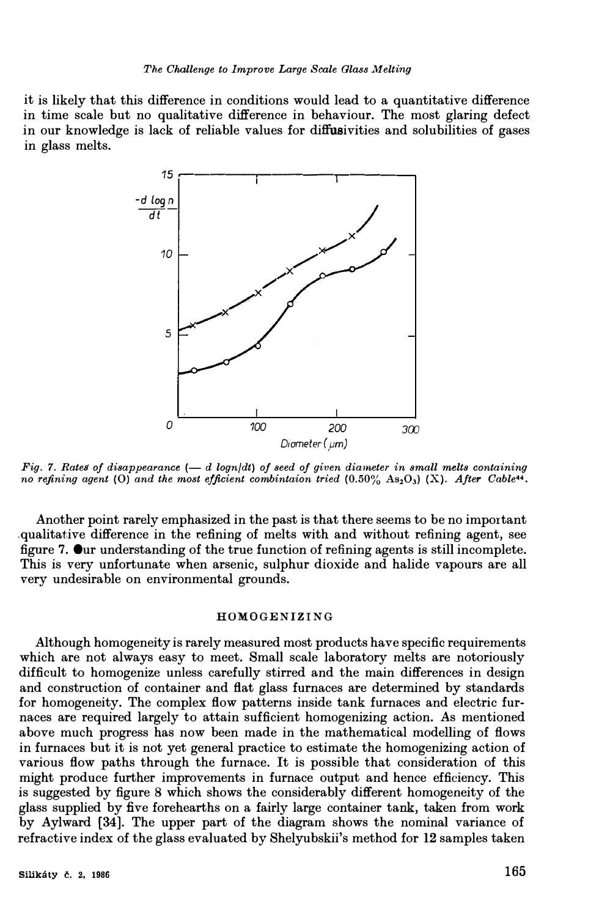it is likely that this difference in conditions would lead to a quantitative difference in time scale but no qualitative difference in behaviour. The most glaring defect in our knowledge is lack of reliable values for diffusivities and solubilities of gases in glass melts.

*Fig. 7. Rates of disappearance (— d logn/dt) of seed of given diameter in small melts containing no refining agent (O) and the most efficient combintaion tried (0.50% $As_2O_3$) (X). After Cable[44].*

Another point rarely emphasized in the past is that there seems to be no important qualitative difference in the refining of melts with and without refining agent, see figure 7. Our understanding of the true function of refining agents is still incomplete. This is very unfortunate when arsenic, sulphur dioxide and halide vapours are all very undesirable on environmental grounds.

## HOMOGENIZING

Although homogeneity is rarely measured most products have specific requirements which are not always easy to meet. Small scale laboratory melts are notoriously difficult to homogenize unless carefully stirred and the main differences in design and construction of container and flat glass furnaces are determined by standards for homogeneity. The complex flow patterns inside tank furnaces and electric furnaces are required largely to attain sufficient homogenizing action. As mentioned above much progress has now been made in the mathematical modelling of flows in furnaces but it is not yet general practice to estimate the homogenizing action of various flow paths through the furnace. It is possible that consideration of this might produce further improvements in furnace output and hence efficiency. This is suggested by figure 8 which shows the considerably different homogeneity of the glass supplied by five forehearths on a fairly large container tank, taken from work by Aylward [34]. The upper part of the diagram shows the nominal variance of refractive index of the glass evaluated by Shelyubskii's method for 12 samples taken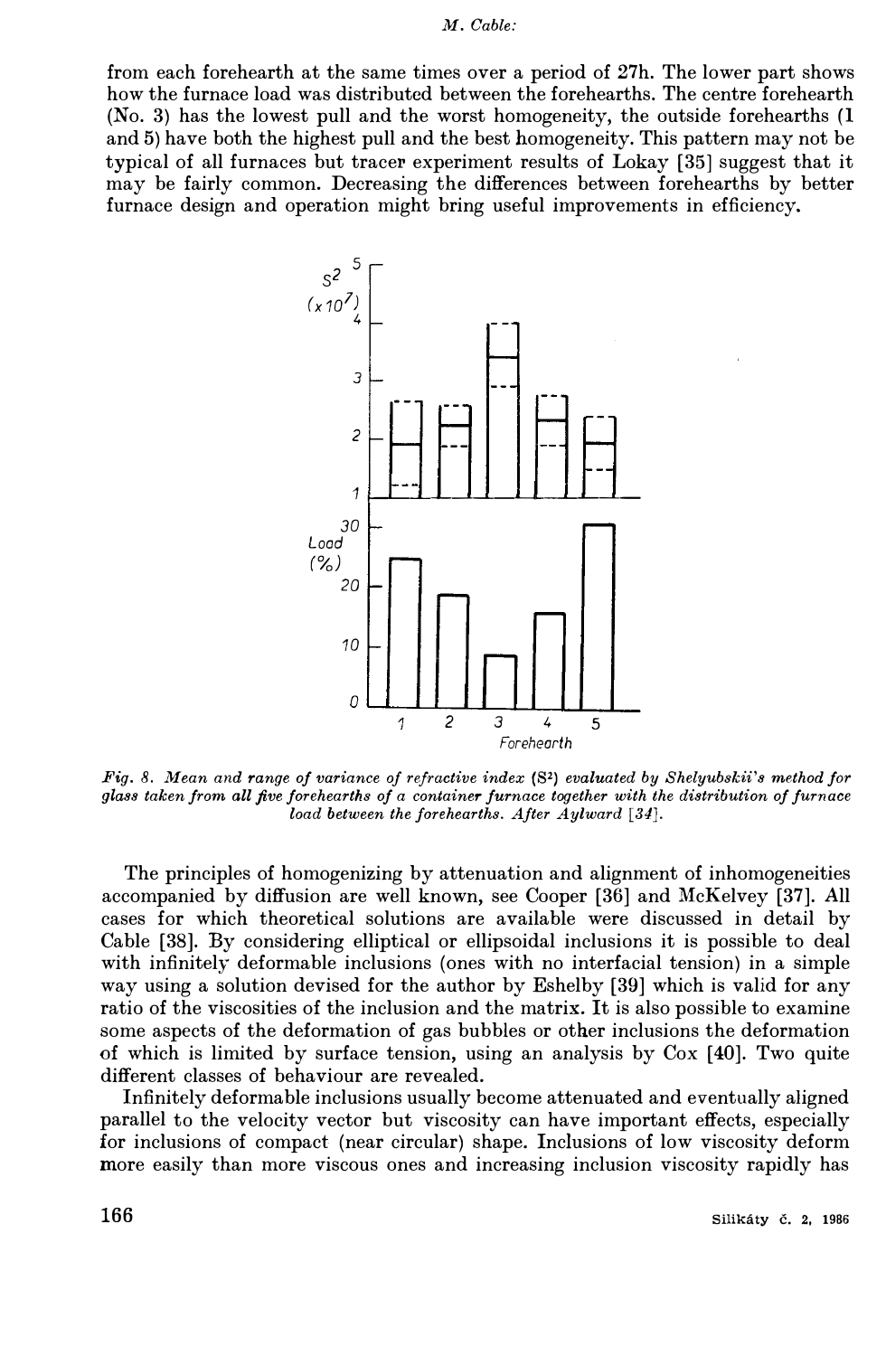from each forehearth at the same times over a period of 27h. The lower part shows how the furnace load was distributed between the forehearths. The centre forehearth (No. 3) has the lowest pull and the worst homogeneity, the outside forehearths (1 and 5) have both the highest pull and the best homogeneity. This pattern may not be typical of all furnaces but tracer experiment results of Lokay [35] suggest that it may be fairly common. Decreasing the differences between forehearths by better furnace design and operation might bring useful improvements in efficiency.

*Fig. 8. Mean and range of variance of refractive index ($S^2$) evaluated by Shelyubskii's method for glass taken from all five forehearths of a container furnace together with the distribution of furnace load between the forehearths. After Aylward [34].*

The principles of homogenizing by attenuation and alignment of inhomogeneities accompanied by diffusion are well known, see Cooper [36] and McKelvey [37]. All cases for which theoretical solutions are available were discussed in detail by Cable [38]. By considering elliptical or ellipsoidal inclusions it is possible to deal with infinitely deformable inclusions (ones with no interfacial tension) in a simple way using a solution devised for the author by Eshelby [39] which is valid for any ratio of the viscosities of the inclusion and the matrix. It is also possible to examine some aspects of the deformation of gas bubbles or other inclusions the deformation of which is limited by surface tension, using an analysis by Cox [40]. Two quite different classes of behaviour are revealed.

Infinitely deformable inclusions usually become attenuated and eventually aligned parallel to the velocity vector but viscosity can have important effects, especially for inclusions of compact (near circular) shape. Inclusions of low viscosity deform more easily than more viscous ones and increasing inclusion viscosity rapidly has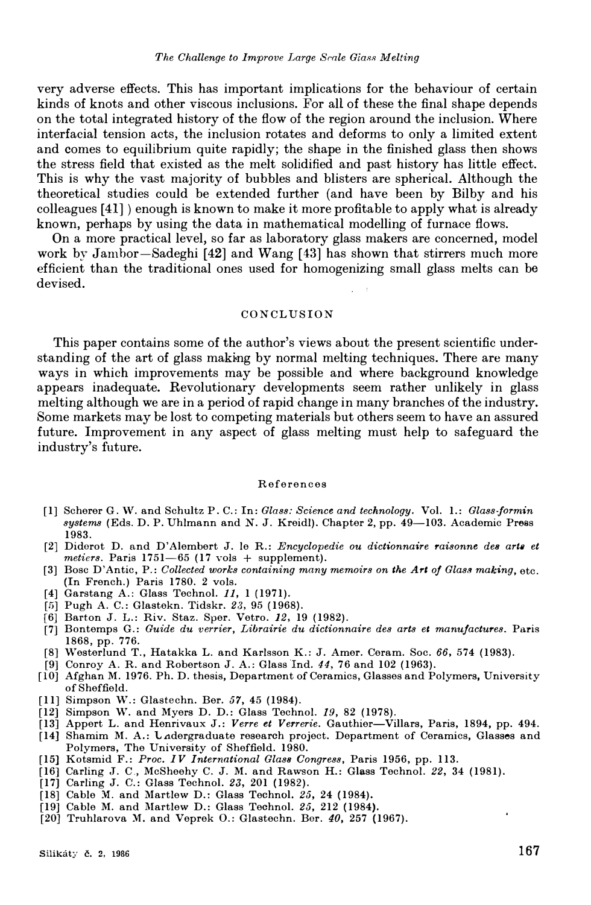very adverse effects. This has important implications for the behaviour of certain kinds of knots and other viscous inclusions. For all of these the final shape depends on the total integrated history of the flow of the region around the inclusion. Where interfacial tension acts, the inclusion rotates and deforms to only a limited extent and comes to equilibrium quite rapidly; the shape in the finished glass then shows the stress field that existed as the melt solidified and past history has little effect. This is why the vast majority of bubbles and blisters are spherical. Although the theoretical studies could be extended further (and have been by Bilby and his colleagues [41] ) enough is known to make it more profitable to apply what is already known, perhaps by using the data in mathematical modelling of furnace flows.

On a more practical level, so far as laboratory glass makers are concerned, model work by Jambor—Sadeghi [42] and Wang [43] has shown that stirrers much more efficient than the traditional ones used for homogenizing small glass melts can be devised.

## CONCLUSION

This paper contains some of the author's views about the present scientific understanding of the art of glass making by normal melting techniques. There are many ways in which improvements may be possible and where background knowledge appears inadequate. Revolutionary developments seem rather unlikely in glass melting although we are in a period of rapid change in many branches of the industry. Some markets may be lost to competing materials but others seem to have an assured future. Improvement in any aspect of glass melting must help to safeguard the industry's future.

### References

[1] Scherer G. W. and Schultz P. C.: In: *Glass: Science and technology*. Vol. 1.: *Glass-formin systems* (Eds. D. P. Uhlmann and N. J. Kreidl). Chapter 2, pp. 49—103. Academic Press 1983.

[2] Diderot D. and D'Alembert J. le R.: *Encyclopedie ou dictionnaire raisonne des arts et metiers*. Paris 1751—65 (17 vols + supplement).

[3] Bosc D'Antic, P.: *Collected works containing many memoirs on the Art of Glass making*, etc. (In French.) Paris 1780. 2 vols.

[4] Garstang A.: Glass Technol. *11*, 1 (1971).

[5] Pugh A. C.: Glastekn. Tidskr. *23*, 95 (1968).

[6] Barton J. L.: Riv. Staz. Sper. Vetro. *12*, 19 (1982).

[7] Bontemps G.: *Guide du verrier, Librairie du dictionnaire des arts et manufactures*. Paris 1868, pp. 776.

[8] Westerlund T., Hatakka L. and Karlsson K.: J. Amer. Ceram. Soc. *66*, 574 (1983).

[9] Conroy A. R. and Robertson J. A.: Glass Ind. *44*, 76 and 102 (1963).

[10] Afghan M. 1976. Ph. D. thesis, Department of Ceramics, Glasses and Polymers, University of Sheffield.

[11] Simpson W.: Glastechn. Ber. *57*, 45 (1984).

[12] Simpson W. and Myers D. D.: Glass Technol. *19*, 82 (1978).

[13] Appert L. and Henrivaux J.: *Verre et Verrerie*. Gauthier—Villars, Paris, 1894, pp. 494.

[14] Shamim M. A.: Undergraduate research project. Department of Ceramics, Glasses and Polymers, The University of Sheffield. 1980.

[15] Kotsmid F.: *Proc. IV International Glass Congress*, Paris 1956, pp. 113.

[16] Carling J. C., McSheehy C. J. M. and Rawson H.: Glass Technol. *22*, 34 (1981).

[17] Carling J. C.: Glass Technol. *23*, 201 (1982).

[18] Cable M. and Martlew D.: Glass Technol. *25*, 24 (1984).

[19] Cable M. and Martlew D.: Glass Technol. *25*, 212 (1984).

[20] Truhlarova M. and Veprek O.: Glastechn. Ber. *40*, 257 (1967).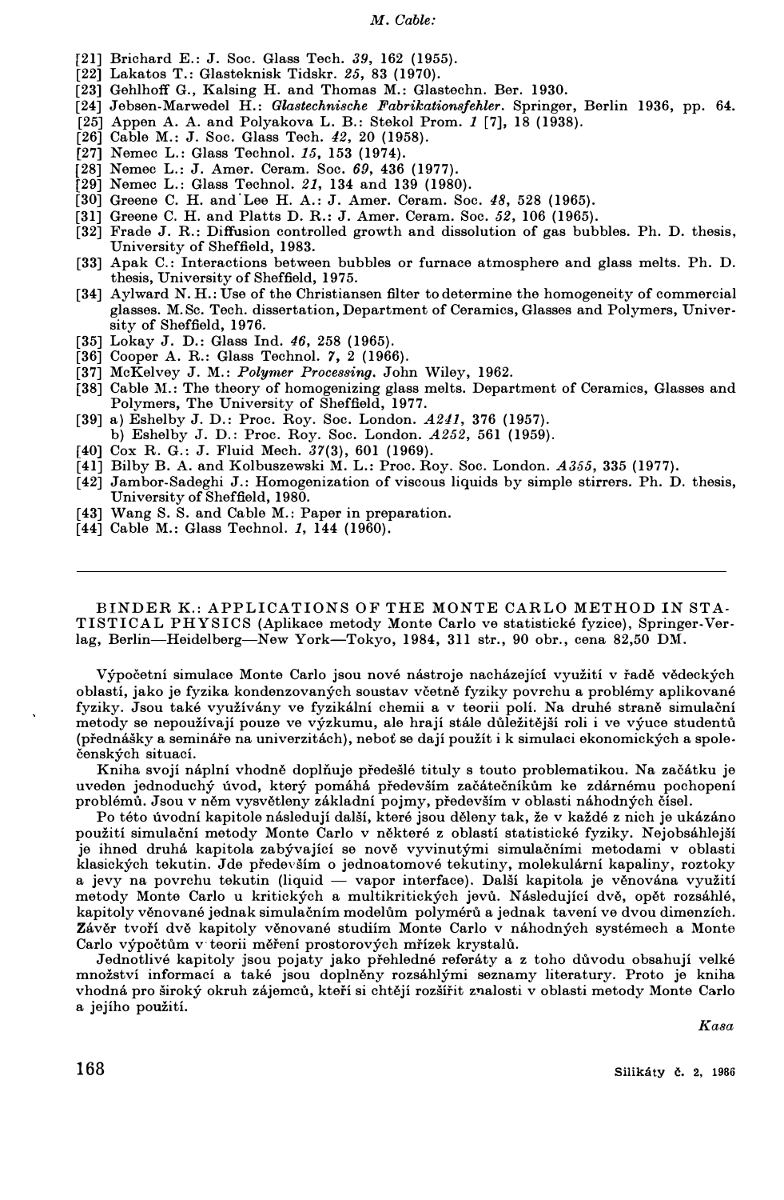[21] Brichard E.: J. Soc. Glass Tech. *39*, 162 (1955).
[22] Lakatos T.: Glasteknisk Tidskr. *25*, 83 (1970).
[23] Gehlhoff G., Kalsing H. and Thomas M.: Glastechn. Ber. 1930.
[24] Jebsen-Marwedel H.: *Glastechnische Fabrikationsfehler*. Springer, Berlin 1936, pp. 64.
[25] Appen A. A. and Polyakova L. B.: Stekol Prom. *1* [7], 18 (1938).
[26] Cable M.: J. Soc. Glass Tech. *42*, 20 (1958).
[27] Nemec L.: Glass Technol. *15*, 153 (1974).
[28] Nemec L.: J. Amer. Ceram. Soc. *69*, 436 (1977).
[29] Nemec L.: Glass Technol. *21*, 134 and 139 (1980).
[30] Greene C. H. and Lee H. A.: J. Amer. Ceram. Soc. *48*, 528 (1965).
[31] Greene C. H. and Platts D. R.: J. Amer. Ceram. Soc. *52*, 106 (1965).
[32] Frade J. R.: Diffusion controlled growth and dissolution of gas bubbles. Ph. D. thesis, University of Sheffield, 1983.
[33] Apak C.: Interactions between bubbles or furnace atmosphere and glass melts. Ph. D. thesis, University of Sheffield, 1975.
[34] Aylward N. H.: Use of the Christiansen filter to determine the homogeneity of commercial glasses. M. Sc. Tech. dissertation, Department of Ceramics, Glasses and Polymers, University of Sheffield, 1976.
[35] Lokay J. D.: Glass Ind. *46*, 258 (1965).
[36] Cooper A. R.: Glass Technol. *7*, 2 (1966).
[37] McKelvey J. M.: *Polymer Processing*. John Wiley, 1962.
[38] Cable M.: The theory of homogenizing glass melts. Department of Ceramics, Glasses and Polymers, The University of Sheffield, 1977.
[39] a) Eshelby J. D.: Proc. Roy. Soc. London. *A241*, 376 (1957).
b) Eshelby J. D.: Proc. Roy. Soc. London. *A252*, 561 (1959).
[40] Cox R. G.: J. Fluid Mech. *37*(3), 601 (1969).
[41] Bilby B. A. and Kolbuszewski M. L.: Proc. Roy. Soc. London. *A355*, 335 (1977).
[42] Jambor-Sadeghi J.: Homogenization of viscous liquids by simple stirrers. Ph. D. thesis, University of Sheffield, 1980.
[43] Wang S. S. and Cable M.: Paper in preparation.
[44] Cable M.: Glass Technol. *1*, 144 (1960).

---

BINDER K.: APPLICATIONS OF THE MONTE CARLO METHOD IN STATISTICAL PHYSICS (Aplikace metody Monte Carlo ve statistické fyzice), Springer-Verlag, Berlin—Heidelberg—New York—Tokyo, 1984, 311 str., 90 obr., cena 82,50 DM.

Výpočetní simulace Monte Carlo jsou nové nástroje nacházející využití v řadě vědeckých oblastí, jako je fyzika kondenzovaných soustav včetně fyziky povrchu a problémy aplikované fyziky. Jsou také využívány ve fyzikální chemii a v teorii polí. Na druhé straně simulační metody se nepoužívají pouze ve výzkumu, ale hrají stále důležitější roli i ve výuce studentů (přednášky a semináře na univerzitách), neboť se dají použít i k simulaci ekonomických a společenských situací.

Kniha svojí náplní vhodně doplňuje předešlé tituly s touto problematikou. Na začátku je uveden jednoduchý úvod, který pomáhá především začátečníkům ke zdárnému pochopení problémů. Jsou v něm vysvětleny základní pojmy, především v oblasti náhodných čísel.

Po této úvodní kapitole následují další, které jsou děleny tak, že v každé z nich je ukázáno použití simulační metody Monte Carlo v některé z oblastí statistické fyziky. Nejobsáhlejší je ihned druhá kapitola zabývající se nově vyvinutými simulačními metodami v oblasti klasických tekutin. Jde především o jednoatomové tekutiny, molekulární kapaliny, roztoky a jevy na povrchu tekutin (liquid — vapor interface). Další kapitola je věnována využití metody Monte Carlo u kritických a multikritických jevů. Následující dvě, opět rozsáhlé, kapitoly věnované jednak simulačním modelům polymerů a jednak tavení ve dvou dimenzích. Závěr tvoří dvě kapitoly věnované studiím Monte Carlo v náhodných systémech a Monte Carlo výpočtům v teorii měření prostorových mřížek krystalů.

Jednotlivé kapitoly jsou pojaty jako přehledné referáty a z toho důvodu obsahují velké množství informací a také jsou doplněny rozsáhlými seznamy literatury. Proto je kniha vhodná pro široký okruh zájemců, kteří si chtějí rozšířit znalosti v oblasti metody Monte Carlo a jejího použití.

*Kasa*